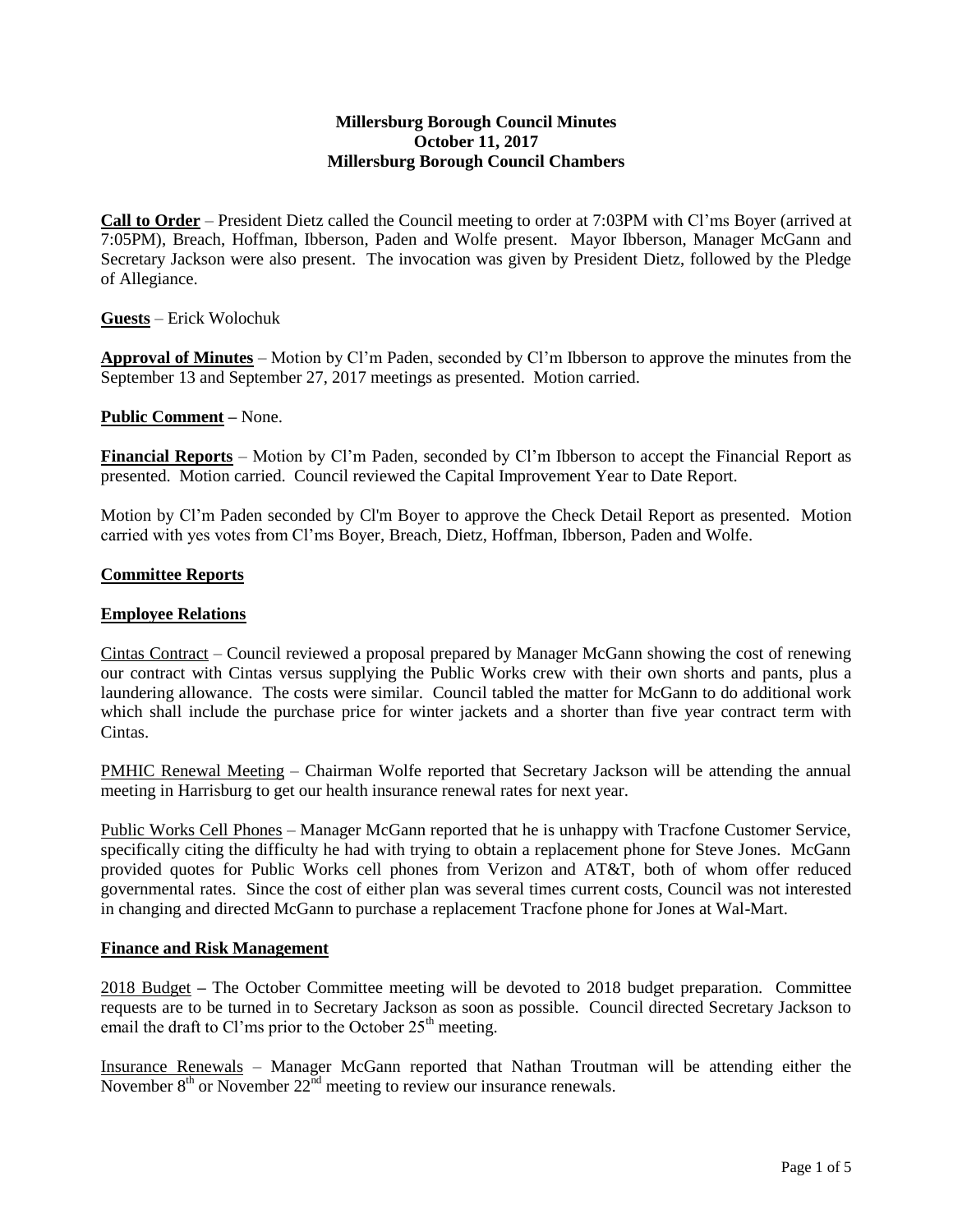**Millersburg Borough Council Minutes**
**October 11, 2017**
**Millersburg Borough Council Chambers**

**Call to Order** – President Dietz called the Council meeting to order at 7:03PM with Cl'ms Boyer (arrived at 7:05PM), Breach, Hoffman, Ibberson, Paden and Wolfe present. Mayor Ibberson, Manager McGann and Secretary Jackson were also present. The invocation was given by President Dietz, followed by the Pledge of Allegiance.

**Guests** – Erick Wolochuk

**Approval of Minutes** – Motion by Cl'm Paden, seconded by Cl'm Ibberson to approve the minutes from the September 13 and September 27, 2017 meetings as presented. Motion carried.

**Public Comment –** None.

**Financial Reports** – Motion by Cl'm Paden, seconded by Cl'm Ibberson to accept the Financial Report as presented. Motion carried. Council reviewed the Capital Improvement Year to Date Report.

Motion by Cl'm Paden seconded by Cl'm Boyer to approve the Check Detail Report as presented. Motion carried with yes votes from Cl'ms Boyer, Breach, Dietz, Hoffman, Ibberson, Paden and Wolfe.

**Committee Reports**

**Employee Relations**

Cintas Contract – Council reviewed a proposal prepared by Manager McGann showing the cost of renewing our contract with Cintas versus supplying the Public Works crew with their own shorts and pants, plus a laundering allowance. The costs were similar. Council tabled the matter for McGann to do additional work which shall include the purchase price for winter jackets and a shorter than five year contract term with Cintas.

PMHIC Renewal Meeting – Chairman Wolfe reported that Secretary Jackson will be attending the annual meeting in Harrisburg to get our health insurance renewal rates for next year.

Public Works Cell Phones – Manager McGann reported that he is unhappy with Tracfone Customer Service, specifically citing the difficulty he had with trying to obtain a replacement phone for Steve Jones. McGann provided quotes for Public Works cell phones from Verizon and AT&T, both of whom offer reduced governmental rates. Since the cost of either plan was several times current costs, Council was not interested in changing and directed McGann to purchase a replacement Tracfone phone for Jones at Wal-Mart.

**Finance and Risk Management**

2018 Budget **–** The October Committee meeting will be devoted to 2018 budget preparation. Committee requests are to be turned in to Secretary Jackson as soon as possible. Council directed Secretary Jackson to email the draft to Cl'ms prior to the October 25th meeting.

Insurance Renewals – Manager McGann reported that Nathan Troutman will be attending either the November 8th or November 22nd meeting to review our insurance renewals.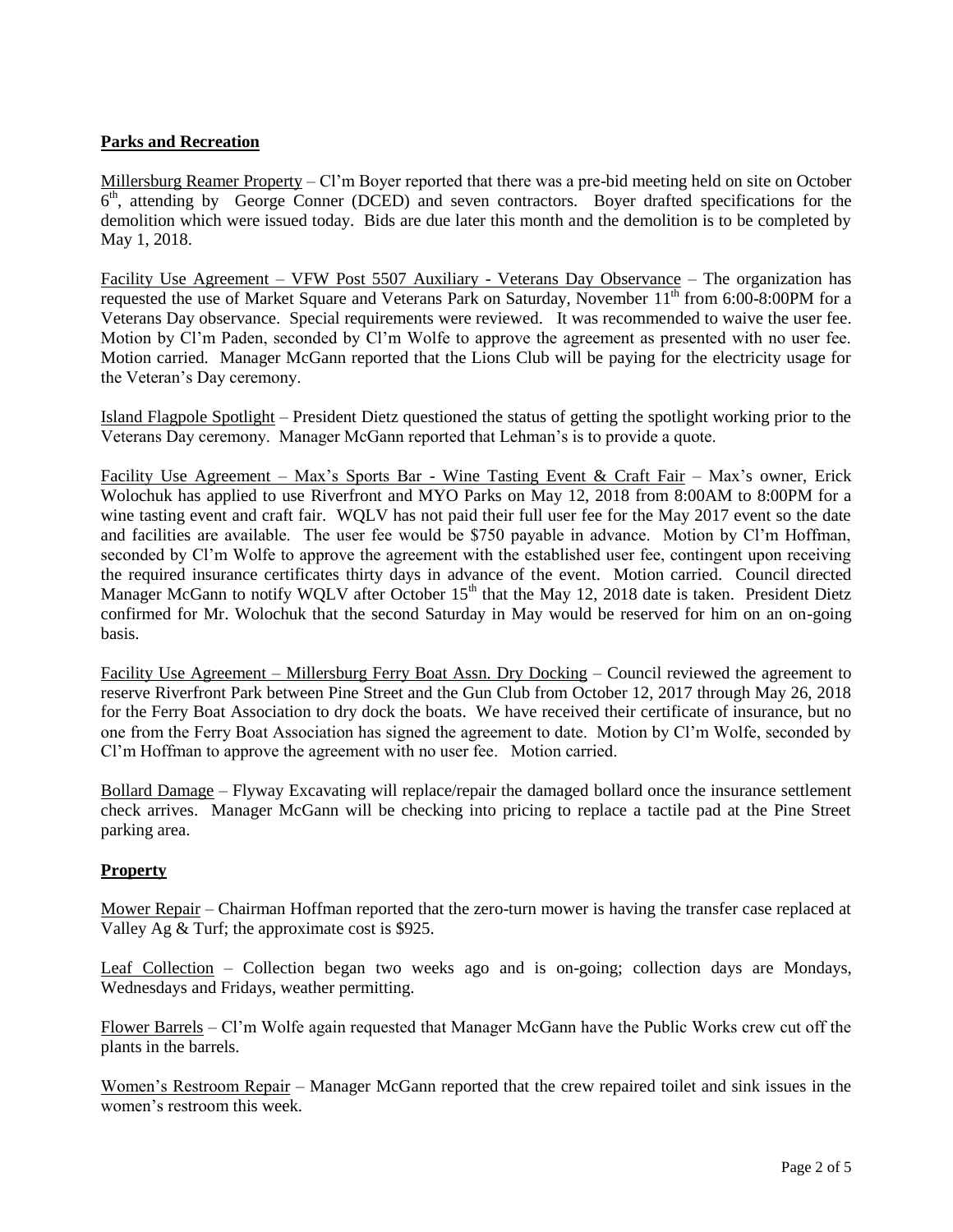**Parks and Recreation**

Millersburg Reamer Property – Cl'm Boyer reported that there was a pre-bid meeting held on site on October 6th, attending by George Conner (DCED) and seven contractors. Boyer drafted specifications for the demolition which were issued today. Bids are due later this month and the demolition is to be completed by May 1, 2018.

Facility Use Agreement – VFW Post 5507 Auxiliary - Veterans Day Observance – The organization has requested the use of Market Square and Veterans Park on Saturday, November 11th from 6:00-8:00PM for a Veterans Day observance. Special requirements were reviewed. It was recommended to waive the user fee. Motion by Cl'm Paden, seconded by Cl'm Wolfe to approve the agreement as presented with no user fee. Motion carried. Manager McGann reported that the Lions Club will be paying for the electricity usage for the Veteran's Day ceremony.

Island Flagpole Spotlight – President Dietz questioned the status of getting the spotlight working prior to the Veterans Day ceremony. Manager McGann reported that Lehman's is to provide a quote.

Facility Use Agreement – Max's Sports Bar - Wine Tasting Event & Craft Fair – Max's owner, Erick Wolochuk has applied to use Riverfront and MYO Parks on May 12, 2018 from 8:00AM to 8:00PM for a wine tasting event and craft fair. WQLV has not paid their full user fee for the May 2017 event so the date and facilities are available. The user fee would be $750 payable in advance. Motion by Cl'm Hoffman, seconded by Cl'm Wolfe to approve the agreement with the established user fee, contingent upon receiving the required insurance certificates thirty days in advance of the event. Motion carried. Council directed Manager McGann to notify WQLV after October 15th that the May 12, 2018 date is taken. President Dietz confirmed for Mr. Wolochuk that the second Saturday in May would be reserved for him on an on-going basis.

Facility Use Agreement – Millersburg Ferry Boat Assn. Dry Docking – Council reviewed the agreement to reserve Riverfront Park between Pine Street and the Gun Club from October 12, 2017 through May 26, 2018 for the Ferry Boat Association to dry dock the boats. We have received their certificate of insurance, but no one from the Ferry Boat Association has signed the agreement to date. Motion by Cl'm Wolfe, seconded by Cl'm Hoffman to approve the agreement with no user fee. Motion carried.

Bollard Damage – Flyway Excavating will replace/repair the damaged bollard once the insurance settlement check arrives. Manager McGann will be checking into pricing to replace a tactile pad at the Pine Street parking area.

**Property**

Mower Repair – Chairman Hoffman reported that the zero-turn mower is having the transfer case replaced at Valley Ag & Turf; the approximate cost is $925.

Leaf Collection – Collection began two weeks ago and is on-going; collection days are Mondays, Wednesdays and Fridays, weather permitting.

Flower Barrels – Cl'm Wolfe again requested that Manager McGann have the Public Works crew cut off the plants in the barrels.

Women's Restroom Repair – Manager McGann reported that the crew repaired toilet and sink issues in the women's restroom this week.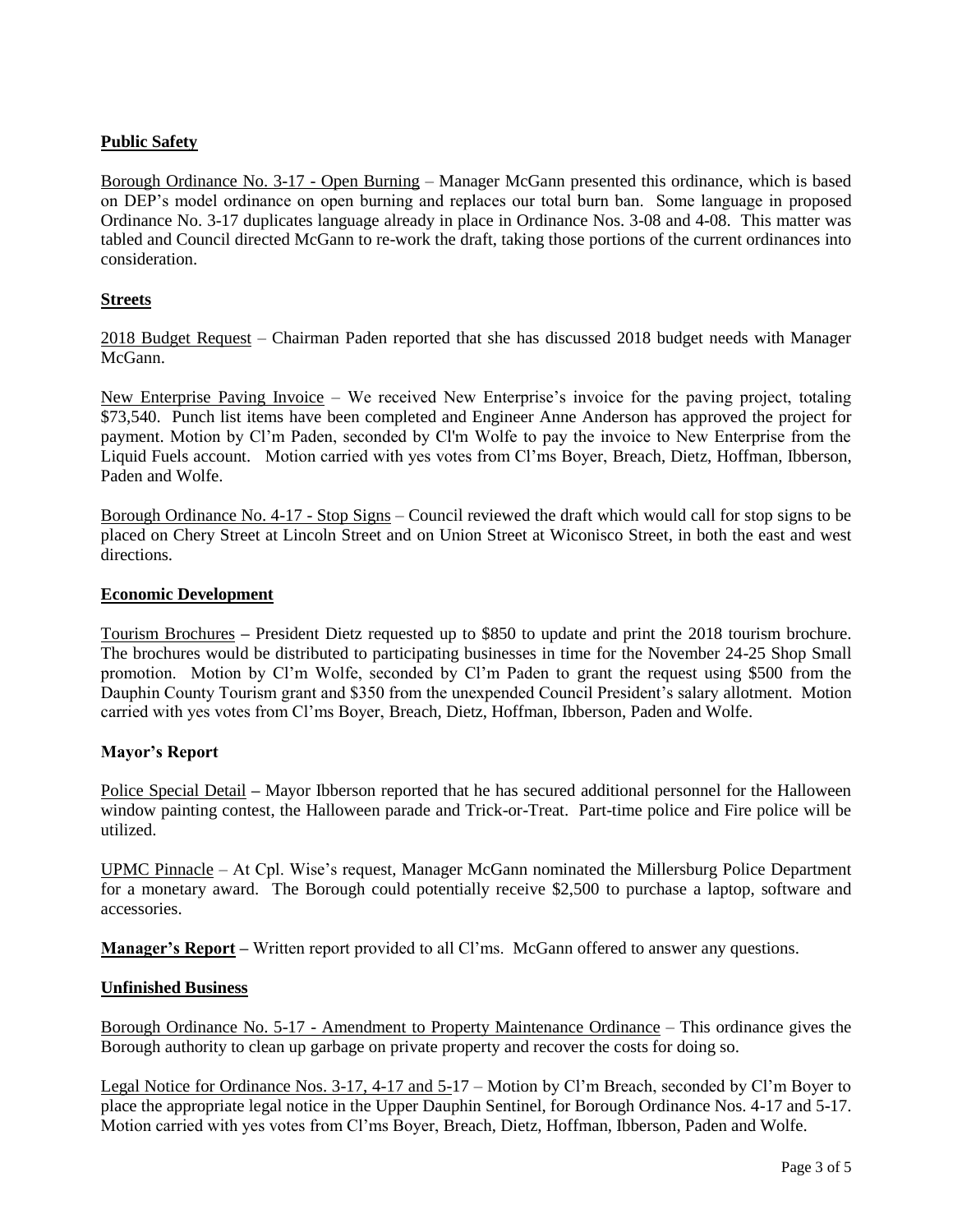## Public Safety

Borough Ordinance No. 3-17 - Open Burning – Manager McGann presented this ordinance, which is based on DEP's model ordinance on open burning and replaces our total burn ban. Some language in proposed Ordinance No. 3-17 duplicates language already in place in Ordinance Nos. 3-08 and 4-08. This matter was tabled and Council directed McGann to re-work the draft, taking those portions of the current ordinances into consideration.

## Streets

2018 Budget Request – Chairman Paden reported that she has discussed 2018 budget needs with Manager McGann.

New Enterprise Paving Invoice – We received New Enterprise's invoice for the paving project, totaling $73,540. Punch list items have been completed and Engineer Anne Anderson has approved the project for payment. Motion by Cl'm Paden, seconded by Cl'm Wolfe to pay the invoice to New Enterprise from the Liquid Fuels account. Motion carried with yes votes from Cl'ms Boyer, Breach, Dietz, Hoffman, Ibberson, Paden and Wolfe.

Borough Ordinance No. 4-17 - Stop Signs – Council reviewed the draft which would call for stop signs to be placed on Chery Street at Lincoln Street and on Union Street at Wiconisco Street, in both the east and west directions.

## Economic Development

Tourism Brochures – President Dietz requested up to $850 to update and print the 2018 tourism brochure. The brochures would be distributed to participating businesses in time for the November 24-25 Shop Small promotion. Motion by Cl'm Wolfe, seconded by Cl'm Paden to grant the request using $500 from the Dauphin County Tourism grant and $350 from the unexpended Council President's salary allotment. Motion carried with yes votes from Cl'ms Boyer, Breach, Dietz, Hoffman, Ibberson, Paden and Wolfe.

## Mayor's Report

Police Special Detail – Mayor Ibberson reported that he has secured additional personnel for the Halloween window painting contest, the Halloween parade and Trick-or-Treat. Part-time police and Fire police will be utilized.

UPMC Pinnacle – At Cpl. Wise's request, Manager McGann nominated the Millersburg Police Department for a monetary award. The Borough could potentially receive $2,500 to purchase a laptop, software and accessories.

**Manager's Report** – Written report provided to all Cl'ms. McGann offered to answer any questions.

## Unfinished Business

Borough Ordinance No. 5-17 - Amendment to Property Maintenance Ordinance – This ordinance gives the Borough authority to clean up garbage on private property and recover the costs for doing so.

Legal Notice for Ordinance Nos. 3-17, 4-17 and 5-17 – Motion by Cl'm Breach, seconded by Cl'm Boyer to place the appropriate legal notice in the Upper Dauphin Sentinel, for Borough Ordinance Nos. 4-17 and 5-17. Motion carried with yes votes from Cl'ms Boyer, Breach, Dietz, Hoffman, Ibberson, Paden and Wolfe.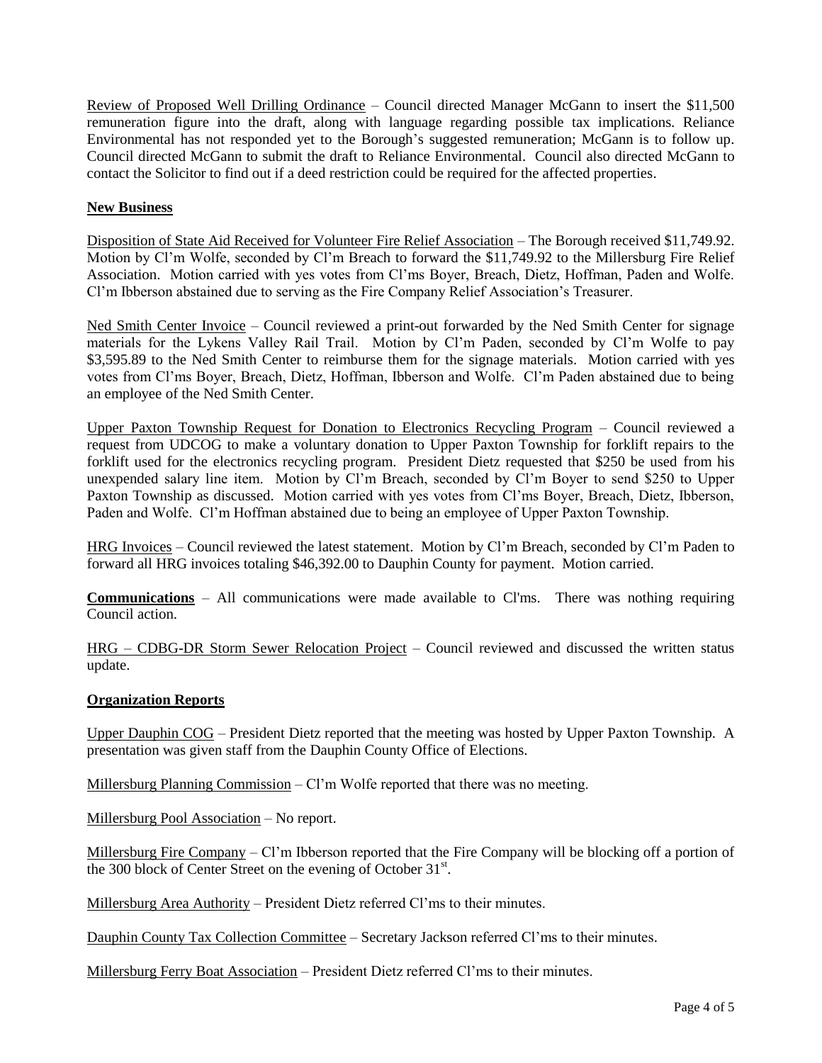Review of Proposed Well Drilling Ordinance – Council directed Manager McGann to insert the $11,500 remuneration figure into the draft, along with language regarding possible tax implications. Reliance Environmental has not responded yet to the Borough's suggested remuneration; McGann is to follow up. Council directed McGann to submit the draft to Reliance Environmental. Council also directed McGann to contact the Solicitor to find out if a deed restriction could be required for the affected properties.

**New Business**

Disposition of State Aid Received for Volunteer Fire Relief Association – The Borough received $11,749.92. Motion by Cl'm Wolfe, seconded by Cl'm Breach to forward the $11,749.92 to the Millersburg Fire Relief Association. Motion carried with yes votes from Cl'ms Boyer, Breach, Dietz, Hoffman, Paden and Wolfe. Cl'm Ibberson abstained due to serving as the Fire Company Relief Association's Treasurer.

Ned Smith Center Invoice – Council reviewed a print-out forwarded by the Ned Smith Center for signage materials for the Lykens Valley Rail Trail. Motion by Cl'm Paden, seconded by Cl'm Wolfe to pay $3,595.89 to the Ned Smith Center to reimburse them for the signage materials. Motion carried with yes votes from Cl'ms Boyer, Breach, Dietz, Hoffman, Ibberson and Wolfe. Cl'm Paden abstained due to being an employee of the Ned Smith Center.

Upper Paxton Township Request for Donation to Electronics Recycling Program – Council reviewed a request from UDCOG to make a voluntary donation to Upper Paxton Township for forklift repairs to the forklift used for the electronics recycling program. President Dietz requested that $250 be used from his unexpended salary line item. Motion by Cl'm Breach, seconded by Cl'm Boyer to send $250 to Upper Paxton Township as discussed. Motion carried with yes votes from Cl'ms Boyer, Breach, Dietz, Ibberson, Paden and Wolfe. Cl'm Hoffman abstained due to being an employee of Upper Paxton Township.

HRG Invoices – Council reviewed the latest statement. Motion by Cl'm Breach, seconded by Cl'm Paden to forward all HRG invoices totaling $46,392.00 to Dauphin County for payment. Motion carried.

**Communications** – All communications were made available to Cl'ms. There was nothing requiring Council action.

HRG – CDBG-DR Storm Sewer Relocation Project – Council reviewed and discussed the written status update.

**Organization Reports**

Upper Dauphin COG – President Dietz reported that the meeting was hosted by Upper Paxton Township. A presentation was given staff from the Dauphin County Office of Elections.

Millersburg Planning Commission – Cl'm Wolfe reported that there was no meeting.

Millersburg Pool Association – No report.

Millersburg Fire Company – Cl'm Ibberson reported that the Fire Company will be blocking off a portion of the 300 block of Center Street on the evening of October 31st.

Millersburg Area Authority – President Dietz referred Cl'ms to their minutes.

Dauphin County Tax Collection Committee – Secretary Jackson referred Cl'ms to their minutes.

Millersburg Ferry Boat Association – President Dietz referred Cl'ms to their minutes.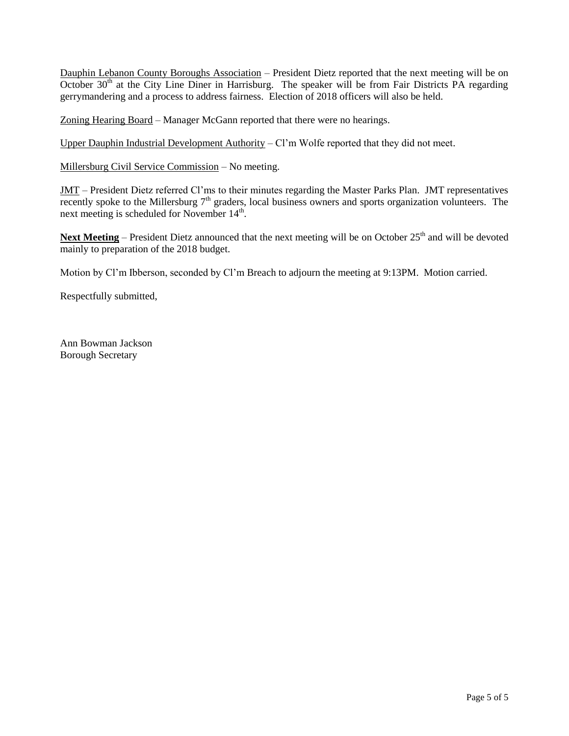Dauphin Lebanon County Boroughs Association – President Dietz reported that the next meeting will be on October 30th at the City Line Diner in Harrisburg. The speaker will be from Fair Districts PA regarding gerrymandering and a process to address fairness. Election of 2018 officers will also be held.

Zoning Hearing Board – Manager McGann reported that there were no hearings.

Upper Dauphin Industrial Development Authority – Cl'm Wolfe reported that they did not meet.

Millersburg Civil Service Commission – No meeting.

JMT – President Dietz referred Cl'ms to their minutes regarding the Master Parks Plan. JMT representatives recently spoke to the Millersburg 7th graders, local business owners and sports organization volunteers. The next meeting is scheduled for November 14th.

**Next Meeting** – President Dietz announced that the next meeting will be on October 25th and will be devoted mainly to preparation of the 2018 budget.

Motion by Cl'm Ibberson, seconded by Cl'm Breach to adjourn the meeting at 9:13PM. Motion carried.

Respectfully submitted,

Ann Bowman Jackson
Borough Secretary